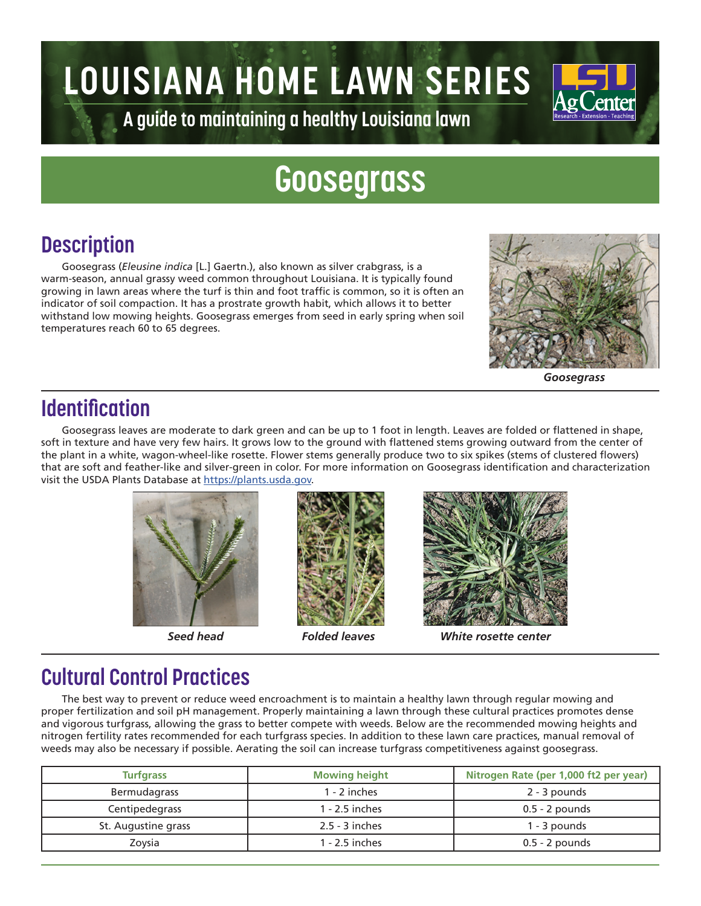# LOUISIANA HOME LAWN SERIES

A guide to maintaining a healthy Louisiana lawn

# Goosegrass

## Description

Goosegrass (*Eleusine indica* [L.] Gaertn.), also known as silver crabgrass, is a warm-season, annual grassy weed common throughout Louisiana. It is typically found growing in lawn areas where the turf is thin and foot traffic is common, so it is often an indicator of soil compaction. It has a prostrate growth habit, which allows it to better withstand low mowing heights. Goosegrass emerges from seed in early spring when soil temperatures reach 60 to 65 degrees.

***Goosegrass***

## Identification

Goosegrass leaves are moderate to dark green and can be up to 1 foot in length. Leaves are folded or flattened in shape, soft in texture and have very few hairs. It grows low to the ground with flattened stems growing outward from the center of the plant in a white, wagon-wheel-like rosette. Flower stems generally produce two to six spikes (stems of clustered flowers) that are soft and feather-like and silver-green in color. For more information on Goosegrass identification and characterization visit the USDA Plants Database at https://plants.usda.gov.

***Seed head*** ***Folded leaves*** ***White rosette center***

## Cultural Control Practices

The best way to prevent or reduce weed encroachment is to maintain a healthy lawn through regular mowing and proper fertilization and soil pH management. Properly maintaining a lawn through these cultural practices promotes dense and vigorous turfgrass, allowing the grass to better compete with weeds. Below are the recommended mowing heights and nitrogen fertility rates recommended for each turfgrass species. In addition to these lawn care practices, manual removal of weeds may also be necessary if possible. Aerating the soil can increase turfgrass competitiveness against goosegrass.

| Turfgrass | Mowing height | Nitrogen Rate (per 1,000 ft2 per year) |
| --- | --- | --- |
| Bermudagrass | 1 - 2 inches | 2 - 3 pounds |
| Centipedegrass | 1 - 2.5 inches | 0.5 - 2 pounds |
| St. Augustine grass | 2.5 - 3 inches | 1 - 3 pounds |
| Zoysia | 1 - 2.5 inches | 0.5 - 2 pounds |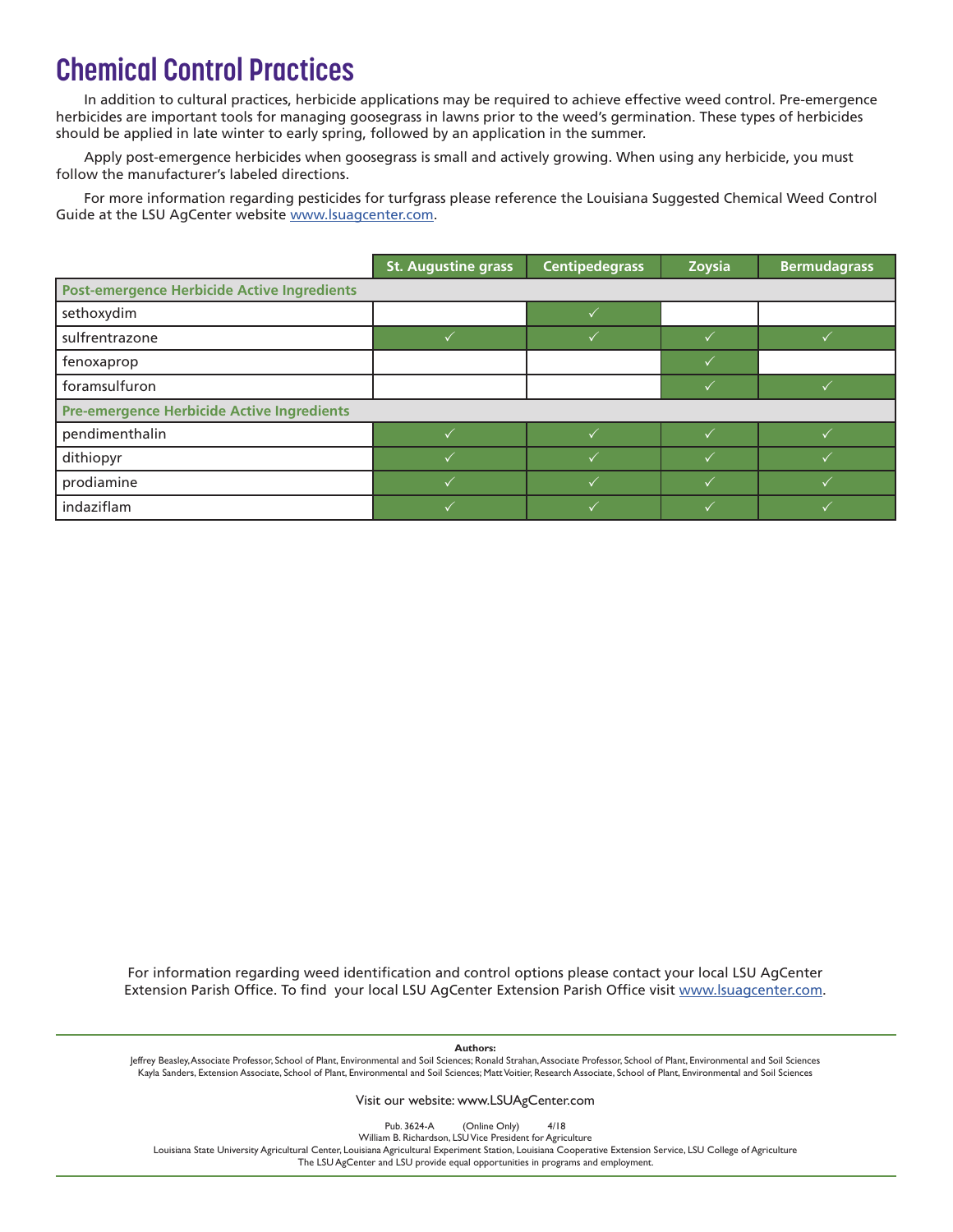# Chemical Control Practices

In addition to cultural practices, herbicide applications may be required to achieve effective weed control. Pre-emergence herbicides are important tools for managing goosegrass in lawns prior to the weed's germination. These types of herbicides should be applied in late winter to early spring, followed by an application in the summer.

Apply post-emergence herbicides when goosegrass is small and actively growing. When using any herbicide, you must follow the manufacturer's labeled directions.

For more information regarding pesticides for turfgrass please reference the Louisiana Suggested Chemical Weed Control Guide at the LSU AgCenter website www.lsuagcenter.com.

| | St. Augustine grass | Centipedegrass | Zoysia | Bermudagrass |
|---|---|---|---|---|
| **Post-emergence Herbicide Active Ingredients** | | | | |
| sethoxydim | | ✓ | | |
| sulfrentrazone | ✓ | ✓ | ✓ | ✓ |
| fenoxaprop | | | ✓ | |
| foramsulfuron | | | ✓ | ✓ |
| **Pre-emergence Herbicide Active Ingredients** | | | | |
| pendimenthalin | ✓ | ✓ | ✓ | ✓ |
| dithiopyr | ✓ | ✓ | ✓ | ✓ |
| prodiamine | ✓ | ✓ | ✓ | ✓ |
| indaziflam | ✓ | ✓ | ✓ | ✓ |

For information regarding weed identification and control options please contact your local LSU AgCenter Extension Parish Office. To find your local LSU AgCenter Extension Parish Office visit www.lsuagcenter.com.

**Authors:**

Jeffrey Beasley, Associate Professor, School of Plant, Environmental and Soil Sciences; Ronald Strahan, Associate Professor, School of Plant, Environmental and Soil Sciences
Kayla Sanders, Extension Associate, School of Plant, Environmental and Soil Sciences; Matt Voitier, Research Associate, School of Plant, Environmental and Soil Sciences

Visit our website: www.LSUAgCenter.com

Pub. 3624-A (Online Only) 4/18
William B. Richardson, LSU Vice President for Agriculture
Louisiana State University Agricultural Center, Louisiana Agricultural Experiment Station, Louisiana Cooperative Extension Service, LSU College of Agriculture
The LSU AgCenter and LSU provide equal opportunities in programs and employment.